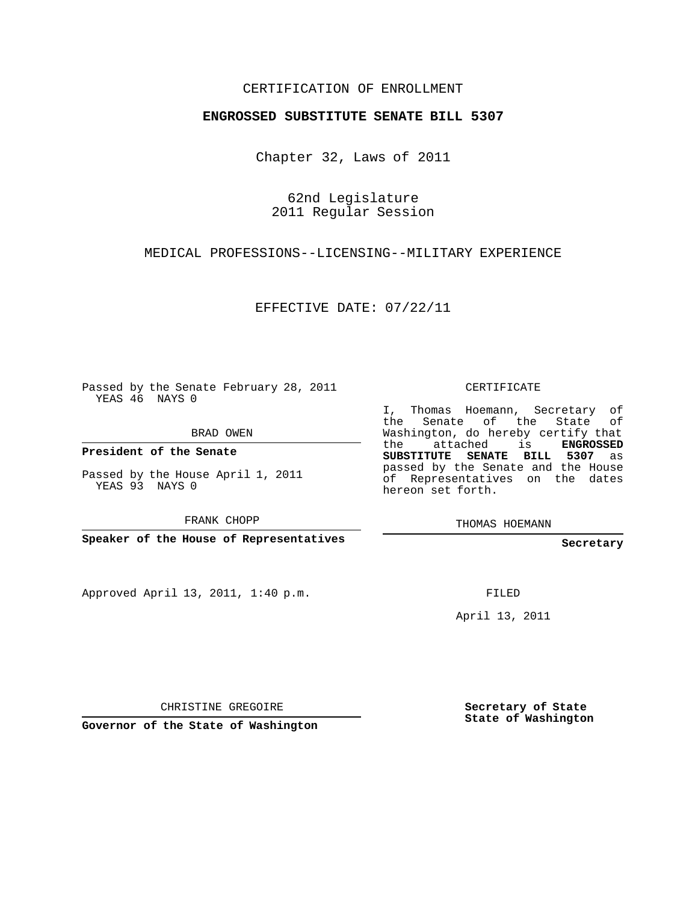CERTIFICATION OF ENROLLMENT

**ENGROSSED SUBSTITUTE SENATE BILL 5307**

Chapter 32, Laws of 2011

62nd Legislature
2011 Regular Session

MEDICAL PROFESSIONS--LICENSING--MILITARY EXPERIENCE

EFFECTIVE DATE: 07/22/11

Passed by the Senate February 28, 2011
YEAS 46 NAYS 0

BRAD OWEN

**President of the Senate**

Passed by the House April 1, 2011
YEAS 93 NAYS 0

FRANK CHOPP

**Speaker of the House of Representatives**

Approved April 13, 2011, 1:40 p.m.

CHRISTINE GREGOIRE

**Governor of the State of Washington**

CERTIFICATE

I, Thomas Hoemann, Secretary of the Senate of the State of Washington, do hereby certify that the attached is **ENGROSSED SUBSTITUTE SENATE BILL 5307** as passed by the Senate and the House of Representatives on the dates hereon set forth.

THOMAS HOEMANN

**Secretary**

FILED

April 13, 2011

**Secretary of State**
**State of Washington**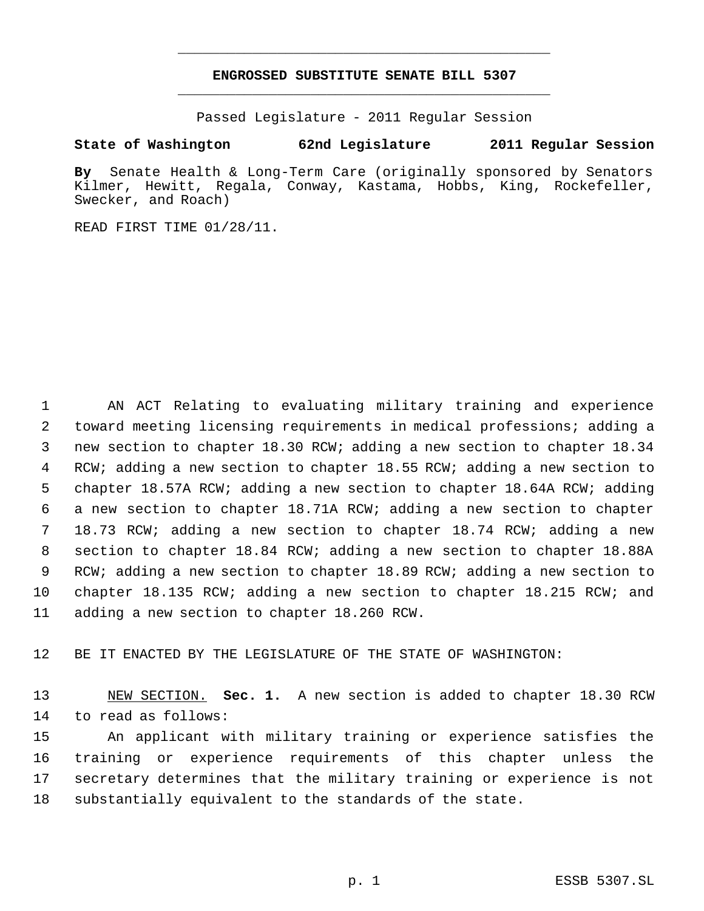# ENGROSSED SUBSTITUTE SENATE BILL 5307

Passed Legislature - 2011 Regular Session

**State of Washington 62nd Legislature 2011 Regular Session**

**By** Senate Health & Long-Term Care (originally sponsored by Senators Kilmer, Hewitt, Regala, Conway, Kastama, Hobbs, King, Rockefeller, Swecker, and Roach)

READ FIRST TIME 01/28/11.

AN ACT Relating to evaluating military training and experience toward meeting licensing requirements in medical professions; adding a new section to chapter 18.30 RCW; adding a new section to chapter 18.34 RCW; adding a new section to chapter 18.55 RCW; adding a new section to chapter 18.57A RCW; adding a new section to chapter 18.64A RCW; adding a new section to chapter 18.71A RCW; adding a new section to chapter 18.73 RCW; adding a new section to chapter 18.74 RCW; adding a new section to chapter 18.84 RCW; adding a new section to chapter 18.88A RCW; adding a new section to chapter 18.89 RCW; adding a new section to chapter 18.135 RCW; adding a new section to chapter 18.215 RCW; and adding a new section to chapter 18.260 RCW.

BE IT ENACTED BY THE LEGISLATURE OF THE STATE OF WASHINGTON:

NEW SECTION. **Sec. 1.** A new section is added to chapter 18.30 RCW to read as follows:

An applicant with military training or experience satisfies the training or experience requirements of this chapter unless the secretary determines that the military training or experience is not substantially equivalent to the standards of the state.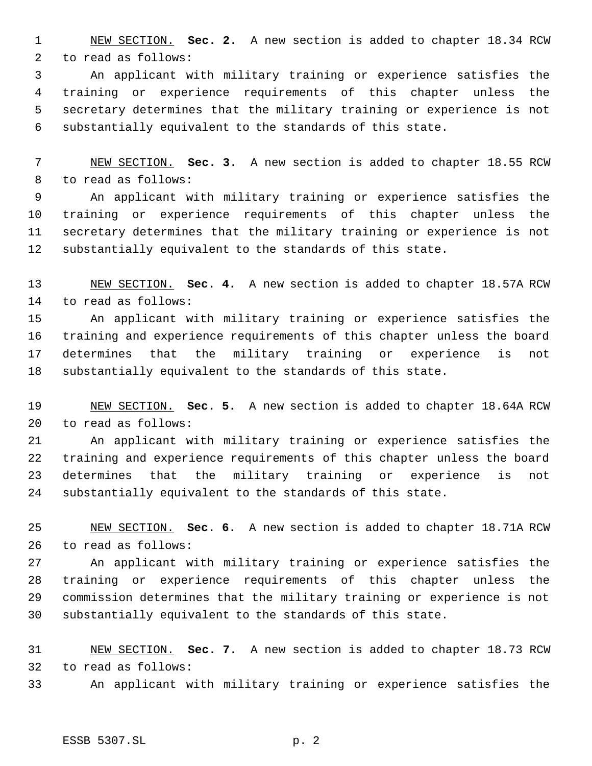<u>NEW SECTION.</u> **Sec. 2.** A new section is added to chapter 18.34 RCW to read as follows:

An applicant with military training or experience satisfies the training or experience requirements of this chapter unless the secretary determines that the military training or experience is not substantially equivalent to the standards of this state.

<u>NEW SECTION.</u> **Sec. 3.** A new section is added to chapter 18.55 RCW to read as follows:

An applicant with military training or experience satisfies the training or experience requirements of this chapter unless the secretary determines that the military training or experience is not substantially equivalent to the standards of this state.

<u>NEW SECTION.</u> **Sec. 4.** A new section is added to chapter 18.57A RCW to read as follows:

An applicant with military training or experience satisfies the training and experience requirements of this chapter unless the board determines that the military training or experience is not substantially equivalent to the standards of this state.

<u>NEW SECTION.</u> **Sec. 5.** A new section is added to chapter 18.64A RCW to read as follows:

An applicant with military training or experience satisfies the training and experience requirements of this chapter unless the board determines that the military training or experience is not substantially equivalent to the standards of this state.

<u>NEW SECTION.</u> **Sec. 6.** A new section is added to chapter 18.71A RCW to read as follows:

An applicant with military training or experience satisfies the training or experience requirements of this chapter unless the commission determines that the military training or experience is not substantially equivalent to the standards of this state.

<u>NEW SECTION.</u> **Sec. 7.** A new section is added to chapter 18.73 RCW to read as follows:

An applicant with military training or experience satisfies the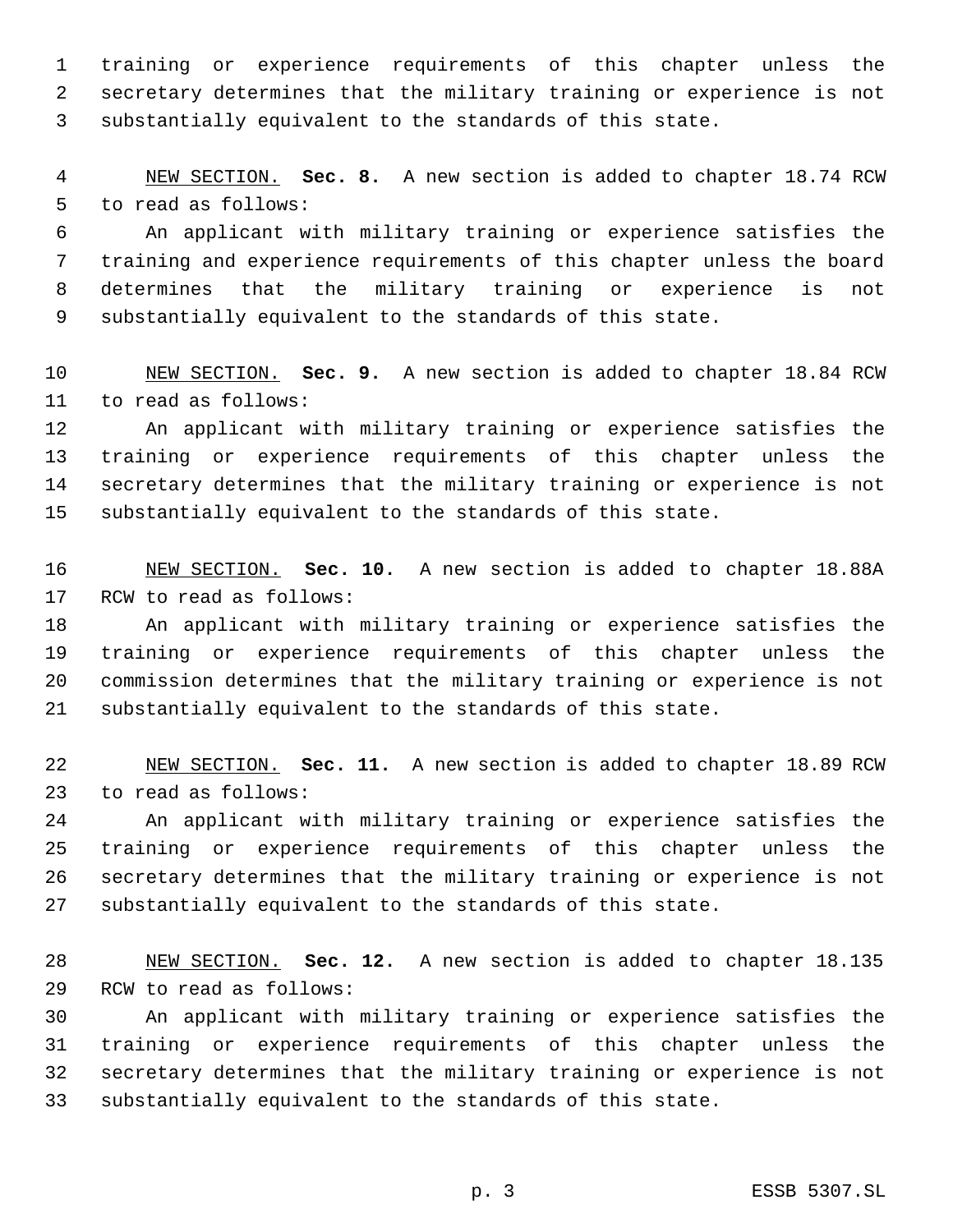training or experience requirements of this chapter unless the secretary determines that the military training or experience is not substantially equivalent to the standards of this state.

NEW SECTION. **Sec. 8.** A new section is added to chapter 18.74 RCW to read as follows:

An applicant with military training or experience satisfies the training and experience requirements of this chapter unless the board determines that the military training or experience is not substantially equivalent to the standards of this state.

NEW SECTION. **Sec. 9.** A new section is added to chapter 18.84 RCW to read as follows:

An applicant with military training or experience satisfies the training or experience requirements of this chapter unless the secretary determines that the military training or experience is not substantially equivalent to the standards of this state.

NEW SECTION. **Sec. 10.** A new section is added to chapter 18.88A RCW to read as follows:

An applicant with military training or experience satisfies the training or experience requirements of this chapter unless the commission determines that the military training or experience is not substantially equivalent to the standards of this state.

NEW SECTION. **Sec. 11.** A new section is added to chapter 18.89 RCW to read as follows:

An applicant with military training or experience satisfies the training or experience requirements of this chapter unless the secretary determines that the military training or experience is not substantially equivalent to the standards of this state.

NEW SECTION. **Sec. 12.** A new section is added to chapter 18.135 RCW to read as follows:

An applicant with military training or experience satisfies the training or experience requirements of this chapter unless the secretary determines that the military training or experience is not substantially equivalent to the standards of this state.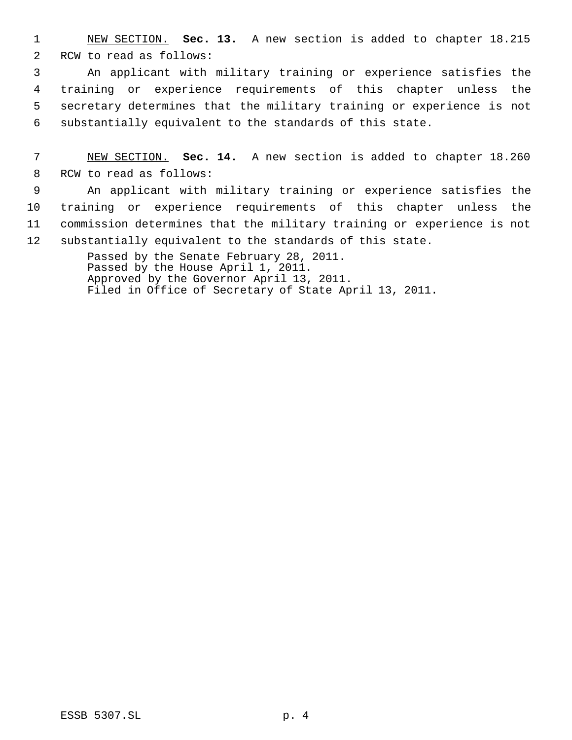NEW SECTION. **Sec. 13.** A new section is added to chapter 18.215 RCW to read as follows:

An applicant with military training or experience satisfies the training or experience requirements of this chapter unless the secretary determines that the military training or experience is not substantially equivalent to the standards of this state.

NEW SECTION. **Sec. 14.** A new section is added to chapter 18.260 RCW to read as follows:

An applicant with military training or experience satisfies the training or experience requirements of this chapter unless the commission determines that the military training or experience is not substantially equivalent to the standards of this state.

Passed by the Senate February 28, 2011.
Passed by the House April 1, 2011.
Approved by the Governor April 13, 2011.
Filed in Office of Secretary of State April 13, 2011.